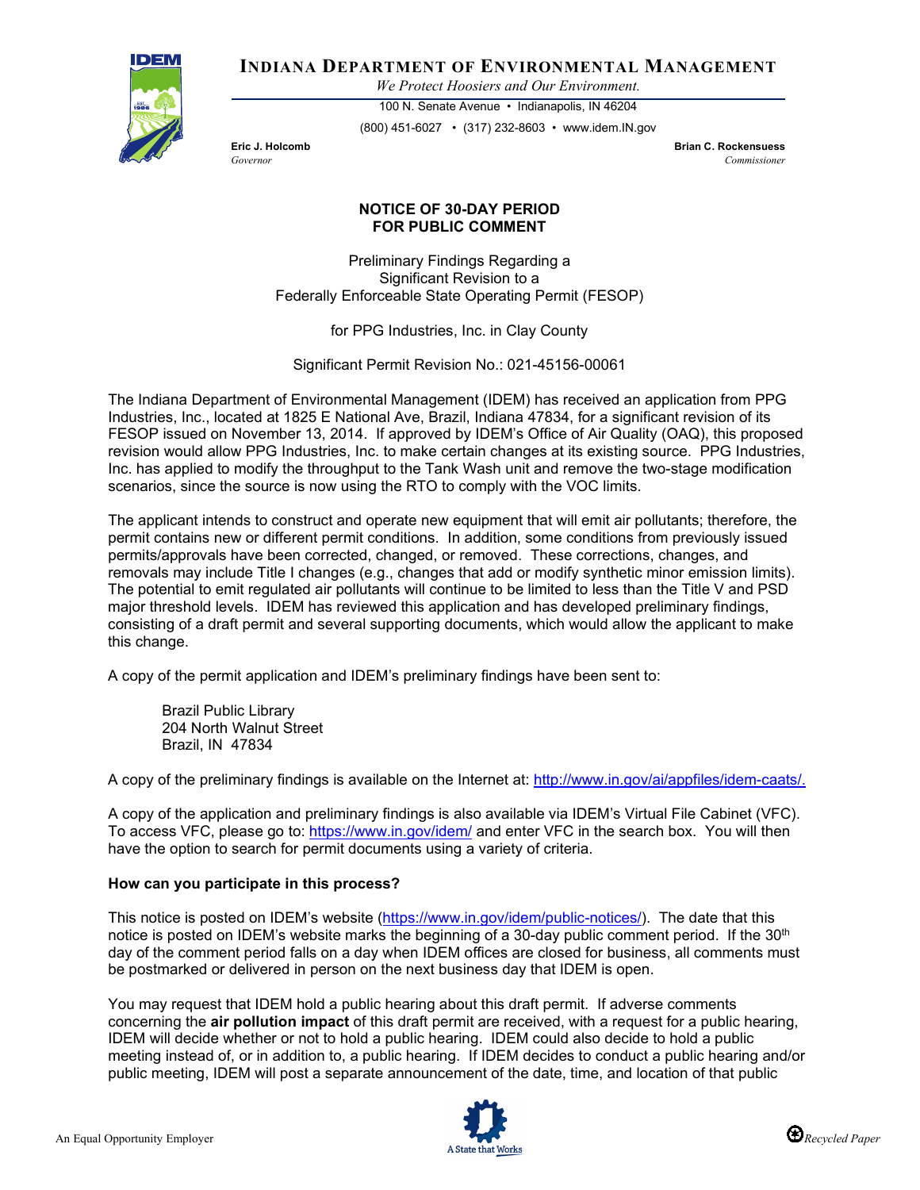# INDIANA DEPARTMENT OF ENVIRONMENTAL MANAGEMENT

*We Protect Hoosiers and Our Environment.*

100 N. Senate Avenue • Indianapolis, IN 46204

(800) 451-6027 • (317) 232-8603 • www.idem.IN.gov

**Eric J. Holcomb**
*Governor*

**Brian C. Rockensuess**
*Commissioner*

## NOTICE OF 30-DAY PERIOD FOR PUBLIC COMMENT

Preliminary Findings Regarding a
Significant Revision to a
Federally Enforceable State Operating Permit (FESOP)

for PPG Industries, Inc. in Clay County

Significant Permit Revision No.: 021-45156-00061

The Indiana Department of Environmental Management (IDEM) has received an application from PPG Industries, Inc., located at 1825 E National Ave, Brazil, Indiana 47834, for a significant revision of its FESOP issued on November 13, 2014. If approved by IDEM's Office of Air Quality (OAQ), this proposed revision would allow PPG Industries, Inc. to make certain changes at its existing source. PPG Industries, Inc. has applied to modify the throughput to the Tank Wash unit and remove the two-stage modification scenarios, since the source is now using the RTO to comply with the VOC limits.

The applicant intends to construct and operate new equipment that will emit air pollutants; therefore, the permit contains new or different permit conditions. In addition, some conditions from previously issued permits/approvals have been corrected, changed, or removed. These corrections, changes, and removals may include Title I changes (e.g., changes that add or modify synthetic minor emission limits). The potential to emit regulated air pollutants will continue to be limited to less than the Title V and PSD major threshold levels. IDEM has reviewed this application and has developed preliminary findings, consisting of a draft permit and several supporting documents, which would allow the applicant to make this change.

A copy of the permit application and IDEM's preliminary findings have been sent to:

Brazil Public Library
204 North Walnut Street
Brazil, IN 47834

A copy of the preliminary findings is available on the Internet at: http://www.in.gov/ai/appfiles/idem-caats/.

A copy of the application and preliminary findings is also available via IDEM's Virtual File Cabinet (VFC). To access VFC, please go to: https://www.in.gov/idem/ and enter VFC in the search box. You will then have the option to search for permit documents using a variety of criteria.

**How can you participate in this process?**

This notice is posted on IDEM's website (https://www.in.gov/idem/public-notices/). The date that this notice is posted on IDEM's website marks the beginning of a 30-day public comment period. If the 30th day of the comment period falls on a day when IDEM offices are closed for business, all comments must be postmarked or delivered in person on the next business day that IDEM is open.

You may request that IDEM hold a public hearing about this draft permit. If adverse comments concerning the **air pollution impact** of this draft permit are received, with a request for a public hearing, IDEM will decide whether or not to hold a public hearing. IDEM could also decide to hold a public meeting instead of, or in addition to, a public hearing. If IDEM decides to conduct a public hearing and/or public meeting, IDEM will post a separate announcement of the date, time, and location of that public

An Equal Opportunity Employer

Recycled Paper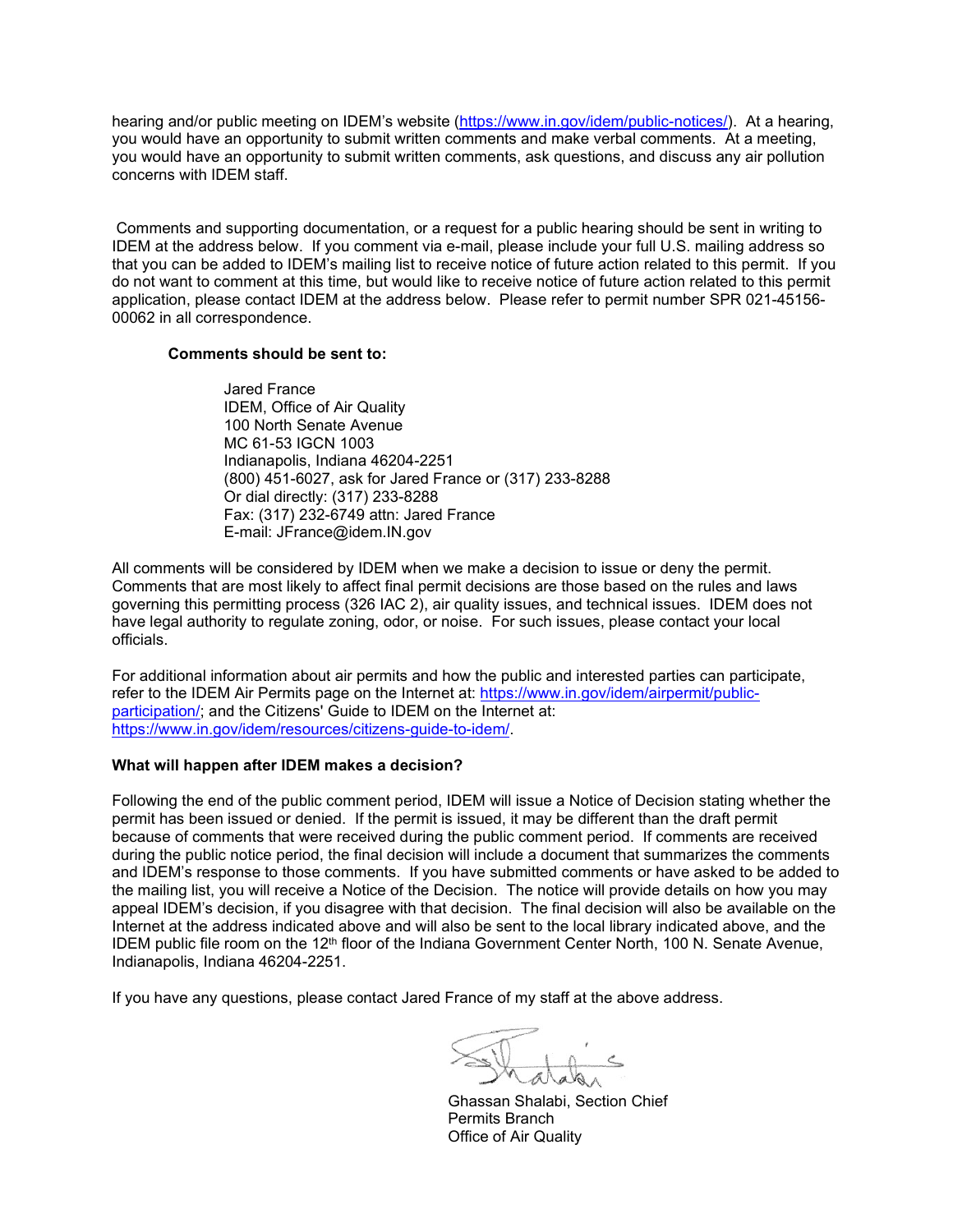hearing and/or public meeting on IDEM's website (https://www.in.gov/idem/public-notices/). At a hearing, you would have an opportunity to submit written comments and make verbal comments. At a meeting, you would have an opportunity to submit written comments, ask questions, and discuss any air pollution concerns with IDEM staff.

Comments and supporting documentation, or a request for a public hearing should be sent in writing to IDEM at the address below. If you comment via e-mail, please include your full U.S. mailing address so that you can be added to IDEM's mailing list to receive notice of future action related to this permit. If you do not want to comment at this time, but would like to receive notice of future action related to this permit application, please contact IDEM at the address below. Please refer to permit number SPR 021-45156-00062 in all correspondence.

**Comments should be sent to:**

Jared France
IDEM, Office of Air Quality
100 North Senate Avenue
MC 61-53 IGCN 1003
Indianapolis, Indiana 46204-2251
(800) 451-6027, ask for Jared France or (317) 233-8288
Or dial directly: (317) 233-8288
Fax: (317) 232-6749 attn: Jared France
E-mail: JFrance@idem.IN.gov

All comments will be considered by IDEM when we make a decision to issue or deny the permit. Comments that are most likely to affect final permit decisions are those based on the rules and laws governing this permitting process (326 IAC 2), air quality issues, and technical issues. IDEM does not have legal authority to regulate zoning, odor, or noise. For such issues, please contact your local officials.

For additional information about air permits and how the public and interested parties can participate, refer to the IDEM Air Permits page on the Internet at: https://www.in.gov/idem/airpermit/public-participation/; and the Citizens' Guide to IDEM on the Internet at: https://www.in.gov/idem/resources/citizens-guide-to-idem/.

**What will happen after IDEM makes a decision?**

Following the end of the public comment period, IDEM will issue a Notice of Decision stating whether the permit has been issued or denied. If the permit is issued, it may be different than the draft permit because of comments that were received during the public comment period. If comments are received during the public notice period, the final decision will include a document that summarizes the comments and IDEM's response to those comments. If you have submitted comments or have asked to be added to the mailing list, you will receive a Notice of the Decision. The notice will provide details on how you may appeal IDEM's decision, if you disagree with that decision. The final decision will also be available on the Internet at the address indicated above and will also be sent to the local library indicated above, and the IDEM public file room on the 12th floor of the Indiana Government Center North, 100 N. Senate Avenue, Indianapolis, Indiana 46204-2251.

If you have any questions, please contact Jared France of my staff at the above address.

Ghassan Shalabi, Section Chief
Permits Branch
Office of Air Quality